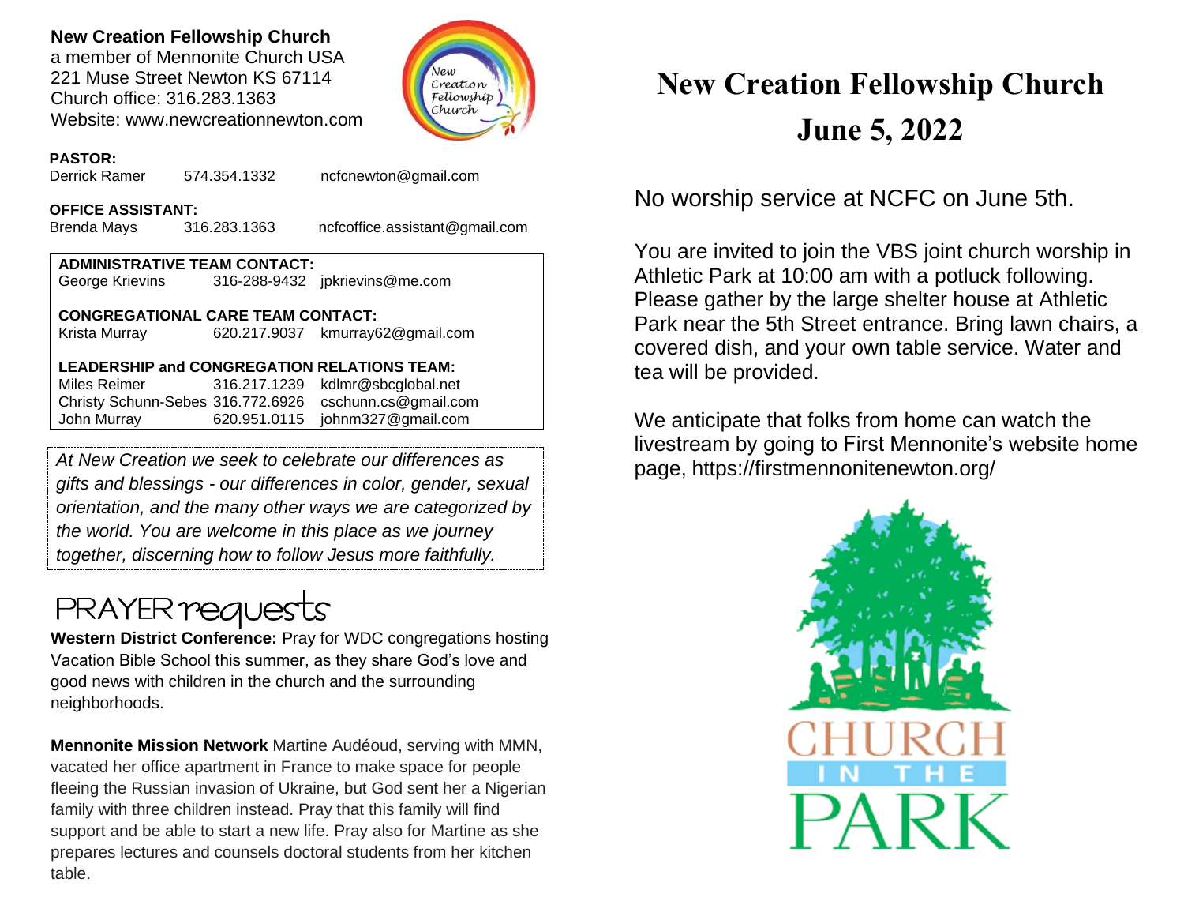**New Creation Fellowship Church**
a member of Mennonite Church USA
221 Muse Street Newton KS 67114
Church office: 316.283.1363
Website: www.newcreationnewton.com

**PASTOR:**
Derrick Ramer 574.354.1332 ncfcnewton@gmail.com

**OFFICE ASSISTANT:**
Brenda Mays 316.283.1363 ncfcoffice.assistant@gmail.com

**ADMINISTRATIVE TEAM CONTACT:**
George Krievins 316-288-9432 jpkrievins@me.com

**CONGREGATIONAL CARE TEAM CONTACT:**
Krista Murray 620.217.9037 kmurray62@gmail.com

**LEADERSHIP and CONGREGATION RELATIONS TEAM:**
Miles Reimer 316.217.1239 kdlmr@sbcglobal.net
Christy Schunn-Sebes 316.772.6926 cschunn.cs@gmail.com
John Murray 620.951.0115 johnm327@gmail.com

*At New Creation we seek to celebrate our differences as gifts and blessings - our differences in color, gender, sexual orientation, and the many other ways we are categorized by the world. You are welcome in this place as we journey together, discerning how to follow Jesus more faithfully.*

## PRAYER requests

**Western District Conference:** Pray for WDC congregations hosting Vacation Bible School this summer, as they share God's love and good news with children in the church and the surrounding neighborhoods.

**Mennonite Mission Network** Martine Audéoud, serving with MMN, vacated her office apartment in France to make space for people fleeing the Russian invasion of Ukraine, but God sent her a Nigerian family with three children instead. Pray that this family will find support and be able to start a new life. Pray also for Martine as she prepares lectures and counsels doctoral students from her kitchen table.

# New Creation Fellowship Church
# June 5, 2022

No worship service at NCFC on June 5th.

You are invited to join the VBS joint church worship in Athletic Park at 10:00 am with a potluck following. Please gather by the large shelter house at Athletic Park near the 5th Street entrance. Bring lawn chairs, a covered dish, and your own table service. Water and tea will be provided.

We anticipate that folks from home can watch the livestream by going to First Mennonite's website home page, https://firstmennonitenewton.org/

CHURCH IN THE PARK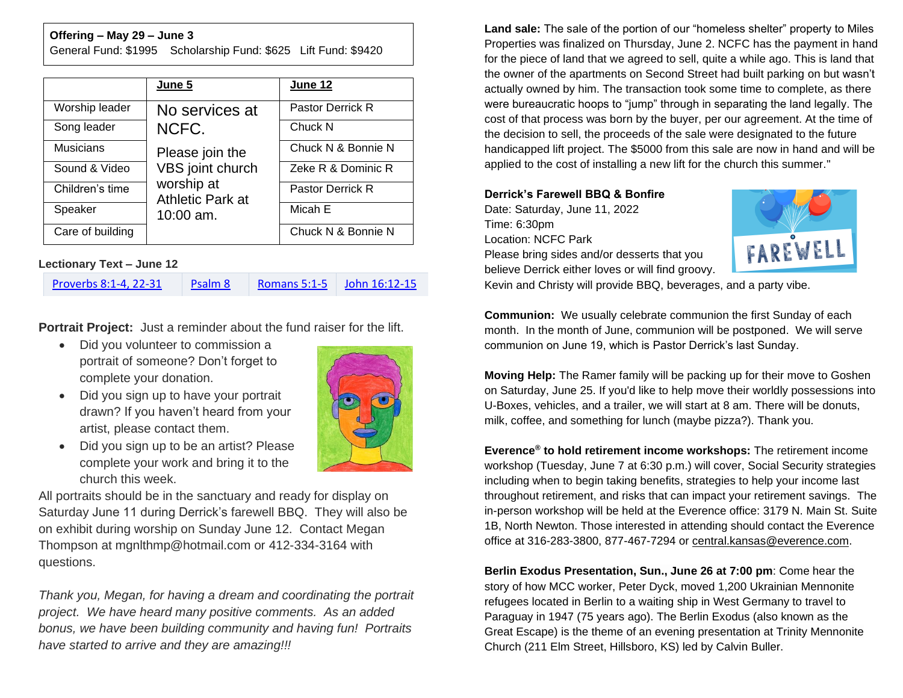**Offering – May 29 – June 3**
General Fund: $1995 Scholarship Fund: $625 Lift Fund: $9420

| | June 5 | June 12 |
|---|---|---|
| Worship leader | No services at NCFC. Please join the VBS joint church worship at Athletic Park at 10:00 am. | Pastor Derrick R |
| Song leader | | Chuck N |
| Musicians | | Chuck N & Bonnie N |
| Sound & Video | | Zeke R & Dominic R |
| Children's time | | Pastor Derrick R |
| Speaker | | Micah E |
| Care of building | | Chuck N & Bonnie N |

**Lectionary Text – June 12**

| | | | |
|---|---|---|---|
| Proverbs 8:1-4, 22-31 | Psalm 8 | Romans 5:1-5 | John 16:12-15 |

**Portrait Project:** Just a reminder about the fund raiser for the lift.

- Did you volunteer to commission a portrait of someone? Don't forget to complete your donation.
- Did you sign up to have your portrait drawn? If you haven't heard from your artist, please contact them.
- Did you sign up to be an artist? Please complete your work and bring it to the church this week.

All portraits should be in the sanctuary and ready for display on Saturday June 11 during Derrick's farewell BBQ. They will also be on exhibit during worship on Sunday June 12. Contact Megan Thompson at mgnlthmp@hotmail.com or 412-334-3164 with questions.

*Thank you, Megan, for having a dream and coordinating the portrait project. We have heard many positive comments. As an added bonus, we have been building community and having fun! Portraits have started to arrive and they are amazing!!!*

**Land sale:** The sale of the portion of our "homeless shelter" property to Miles Properties was finalized on Thursday, June 2. NCFC has the payment in hand for the piece of land that we agreed to sell, quite a while ago. This is land that the owner of the apartments on Second Street had built parking on but wasn't actually owned by him. The transaction took some time to complete, as there were bureaucratic hoops to "jump" through in separating the land legally. The cost of that process was born by the buyer, per our agreement. At the time of the decision to sell, the proceeds of the sale were designated to the future handicapped lift project. The $5000 from this sale are now in hand and will be applied to the cost of installing a new lift for the church this summer."

**Derrick's Farewell BBQ & Bonfire**
Date: Saturday, June 11, 2022
Time: 6:30pm
Location: NCFC Park
Please bring sides and/or desserts that you believe Derrick either loves or will find groovy. Kevin and Christy will provide BBQ, beverages, and a party vibe.

**Communion:** We usually celebrate communion the first Sunday of each month. In the month of June, communion will be postponed. We will serve communion on June 19, which is Pastor Derrick's last Sunday.

**Moving Help:** The Ramer family will be packing up for their move to Goshen on Saturday, June 25. If you'd like to help move their worldly possessions into U-Boxes, vehicles, and a trailer, we will start at 8 am. There will be donuts, milk, coffee, and something for lunch (maybe pizza?). Thank you.

**Everence® to hold retirement income workshops:** The retirement income workshop (Tuesday, June 7 at 6:30 p.m.) will cover, Social Security strategies including when to begin taking benefits, strategies to help your income last throughout retirement, and risks that can impact your retirement savings. The in-person workshop will be held at the Everence office: 3179 N. Main St. Suite 1B, North Newton. Those interested in attending should contact the Everence office at 316-283-3800, 877-467-7294 or central.kansas@everence.com.

**Berlin Exodus Presentation, Sun., June 26 at 7:00 pm**: Come hear the story of how MCC worker, Peter Dyck, moved 1,200 Ukrainian Mennonite refugees located in Berlin to a waiting ship in West Germany to travel to Paraguay in 1947 (75 years ago). The Berlin Exodus (also known as the Great Escape) is the theme of an evening presentation at Trinity Mennonite Church (211 Elm Street, Hillsboro, KS) led by Calvin Buller.